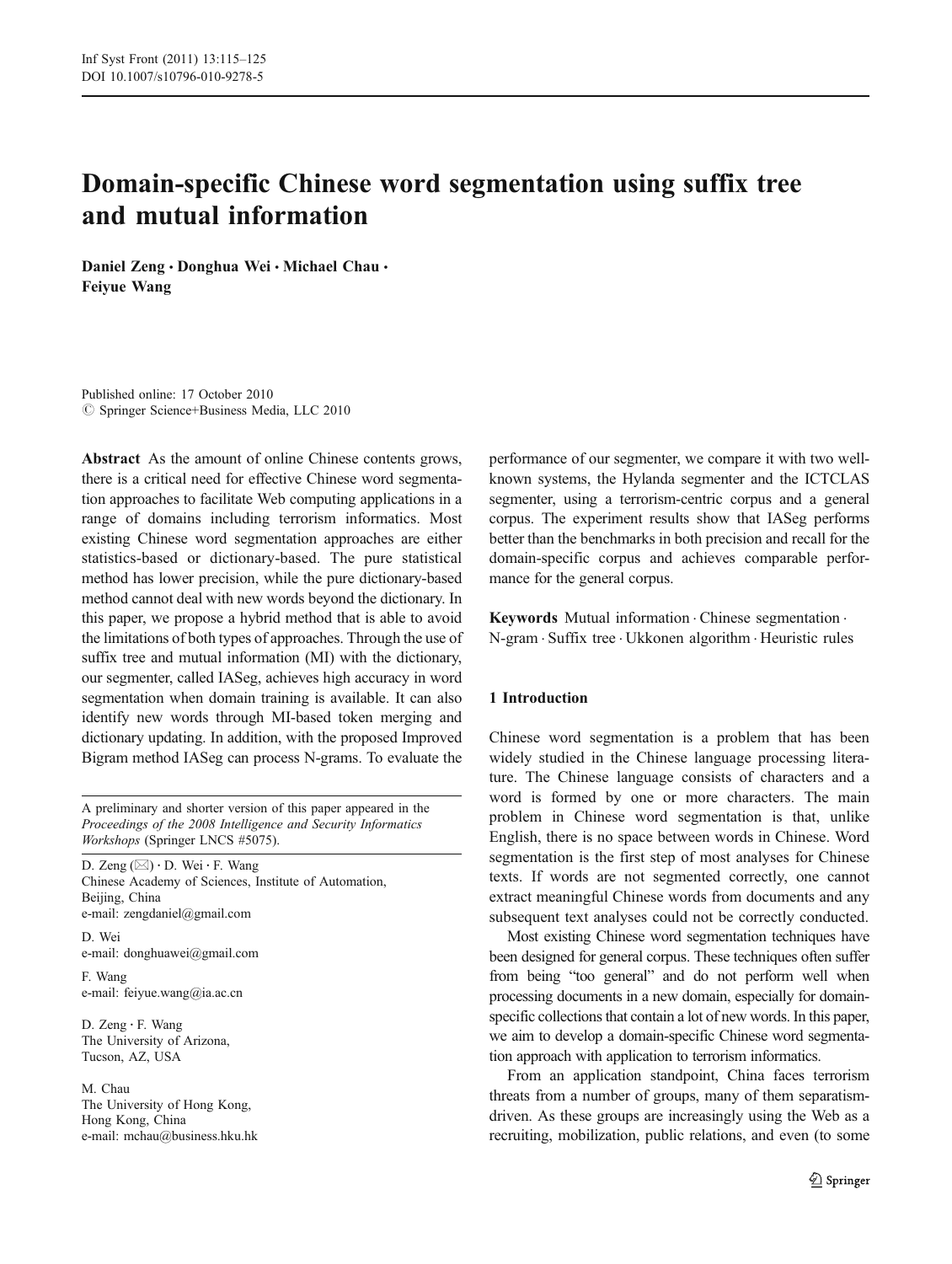# Domain-specific Chinese word segmentation using suffix tree and mutual information

Daniel Zeng · Donghua Wei · Michael Chau · Feiyue Wang

Published online: 17 October 2010
© Springer Science+Business Media, LLC 2010

**Abstract** As the amount of online Chinese contents grows, there is a critical need for effective Chinese word segmentation approaches to facilitate Web computing applications in a range of domains including terrorism informatics. Most existing Chinese word segmentation approaches are either statistics-based or dictionary-based. The pure statistical method has lower precision, while the pure dictionary-based method cannot deal with new words beyond the dictionary. In this paper, we propose a hybrid method that is able to avoid the limitations of both types of approaches. Through the use of suffix tree and mutual information (MI) with the dictionary, our segmenter, called IASeg, achieves high accuracy in word segmentation when domain training is available. It can also identify new words through MI-based token merging and dictionary updating. In addition, with the proposed Improved Bigram method IASeg can process N-grams. To evaluate the performance of our segmenter, we compare it with two well-known systems, the Hylanda segmenter and the ICTCLAS segmenter, using a terrorism-centric corpus and a general corpus. The experiment results show that IASeg performs better than the benchmarks in both precision and recall for the domain-specific corpus and achieves comparable performance for the general corpus.

**Keywords** Mutual information · Chinese segmentation · N-gram · Suffix tree · Ukkonen algorithm · Heuristic rules

A preliminary and shorter version of this paper appeared in the *Proceedings of the 2008 Intelligence and Security Informatics Workshops* (Springer LNCS #5075).

D. Zeng (✉) · D. Wei · F. Wang
Chinese Academy of Sciences, Institute of Automation,
Beijing, China
e-mail: zengdaniel@gmail.com

D. Wei
e-mail: donghuawei@gmail.com

F. Wang
e-mail: feiyue.wang@ia.ac.cn

D. Zeng · F. Wang
The University of Arizona,
Tucson, AZ, USA

M. Chau
The University of Hong Kong,
Hong Kong, China
e-mail: mchau@business.hku.hk

## 1 Introduction

Chinese word segmentation is a problem that has been widely studied in the Chinese language processing literature. The Chinese language consists of characters and a word is formed by one or more characters. The main problem in Chinese word segmentation is that, unlike English, there is no space between words in Chinese. Word segmentation is the first step of most analyses for Chinese texts. If words are not segmented correctly, one cannot extract meaningful Chinese words from documents and any subsequent text analyses could not be correctly conducted.

Most existing Chinese word segmentation techniques have been designed for general corpus. These techniques often suffer from being "too general" and do not perform well when processing documents in a new domain, especially for domain-specific collections that contain a lot of new words. In this paper, we aim to develop a domain-specific Chinese word segmentation approach with application to terrorism informatics.

From an application standpoint, China faces terrorism threats from a number of groups, many of them separatism-driven. As these groups are increasingly using the Web as a recruiting, mobilization, public relations, and even (to some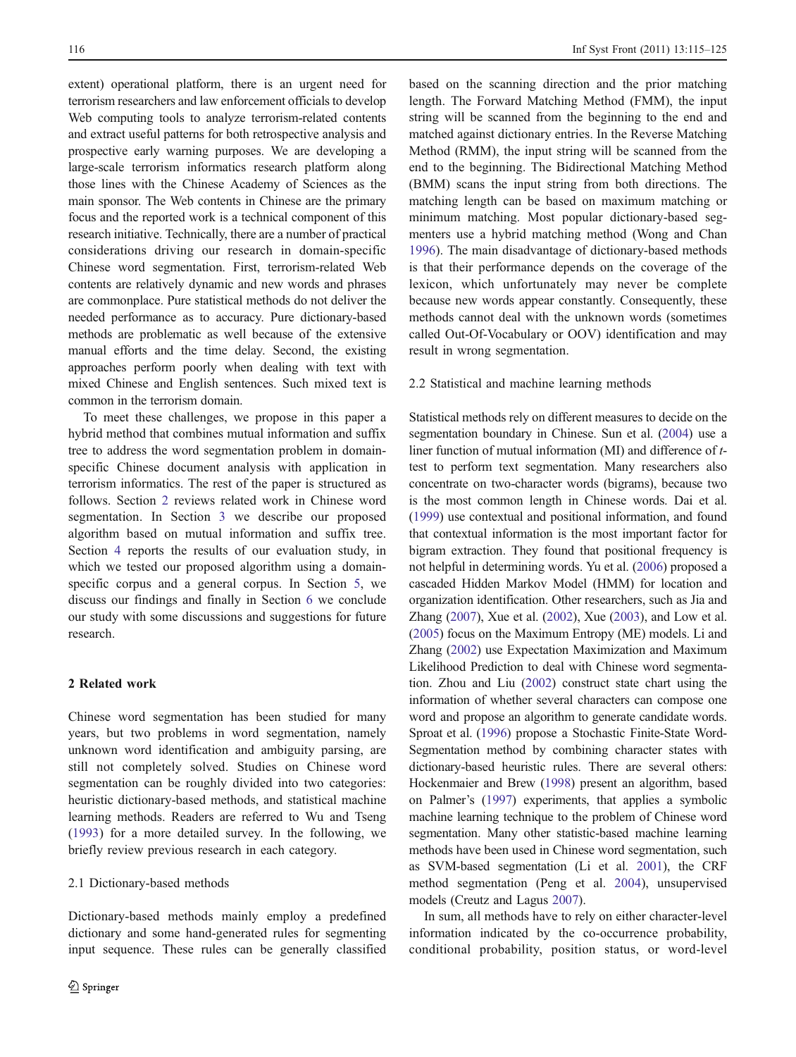extent) operational platform, there is an urgent need for terrorism researchers and law enforcement officials to develop Web computing tools to analyze terrorism-related contents and extract useful patterns for both retrospective analysis and prospective early warning purposes. We are developing a large-scale terrorism informatics research platform along those lines with the Chinese Academy of Sciences as the main sponsor. The Web contents in Chinese are the primary focus and the reported work is a technical component of this research initiative. Technically, there are a number of practical considerations driving our research in domain-specific Chinese word segmentation. First, terrorism-related Web contents are relatively dynamic and new words and phrases are commonplace. Pure statistical methods do not deliver the needed performance as to accuracy. Pure dictionary-based methods are problematic as well because of the extensive manual efforts and the time delay. Second, the existing approaches perform poorly when dealing with text with mixed Chinese and English sentences. Such mixed text is common in the terrorism domain.

To meet these challenges, we propose in this paper a hybrid method that combines mutual information and suffix tree to address the word segmentation problem in domain-specific Chinese document analysis with application in terrorism informatics. The rest of the paper is structured as follows. Section 2 reviews related work in Chinese word segmentation. In Section 3 we describe our proposed algorithm based on mutual information and suffix tree. Section 4 reports the results of our evaluation study, in which we tested our proposed algorithm using a domain-specific corpus and a general corpus. In Section 5, we discuss our findings and finally in Section 6 we conclude our study with some discussions and suggestions for future research.

## 2 Related work

Chinese word segmentation has been studied for many years, but two problems in word segmentation, namely unknown word identification and ambiguity parsing, are still not completely solved. Studies on Chinese word segmentation can be roughly divided into two categories: heuristic dictionary-based methods, and statistical machine learning methods. Readers are referred to Wu and Tseng (1993) for a more detailed survey. In the following, we briefly review previous research in each category.

### 2.1 Dictionary-based methods

Dictionary-based methods mainly employ a predefined dictionary and some hand-generated rules for segmenting input sequence. These rules can be generally classified based on the scanning direction and the prior matching length. The Forward Matching Method (FMM), the input string will be scanned from the beginning to the end and matched against dictionary entries. In the Reverse Matching Method (RMM), the input string will be scanned from the end to the beginning. The Bidirectional Matching Method (BMM) scans the input string from both directions. The matching length can be based on maximum matching or minimum matching. Most popular dictionary-based segmenters use a hybrid matching method (Wong and Chan 1996). The main disadvantage of dictionary-based methods is that their performance depends on the coverage of the lexicon, which unfortunately may never be complete because new words appear constantly. Consequently, these methods cannot deal with the unknown words (sometimes called Out-Of-Vocabulary or OOV) identification and may result in wrong segmentation.

### 2.2 Statistical and machine learning methods

Statistical methods rely on different measures to decide on the segmentation boundary in Chinese. Sun et al. (2004) use a liner function of mutual information (MI) and difference of *t*-test to perform text segmentation. Many researchers also concentrate on two-character words (bigrams), because two is the most common length in Chinese words. Dai et al. (1999) use contextual and positional information, and found that contextual information is the most important factor for bigram extraction. They found that positional frequency is not helpful in determining words. Yu et al. (2006) proposed a cascaded Hidden Markov Model (HMM) for location and organization identification. Other researchers, such as Jia and Zhang (2007), Xue et al. (2002), Xue (2003), and Low et al. (2005) focus on the Maximum Entropy (ME) models. Li and Zhang (2002) use Expectation Maximization and Maximum Likelihood Prediction to deal with Chinese word segmentation. Zhou and Liu (2002) construct state chart using the information of whether several characters can compose one word and propose an algorithm to generate candidate words. Sproat et al. (1996) propose a Stochastic Finite-State Word-Segmentation method by combining character states with dictionary-based heuristic rules. There are several others: Hockenmaier and Brew (1998) present an algorithm, based on Palmer's (1997) experiments, that applies a symbolic machine learning technique to the problem of Chinese word segmentation. Many other statistic-based machine learning methods have been used in Chinese word segmentation, such as SVM-based segmentation (Li et al. 2001), the CRF method segmentation (Peng et al. 2004), unsupervised models (Creutz and Lagus 2007).

In sum, all methods have to rely on either character-level information indicated by the co-occurrence probability, conditional probability, position status, or word-level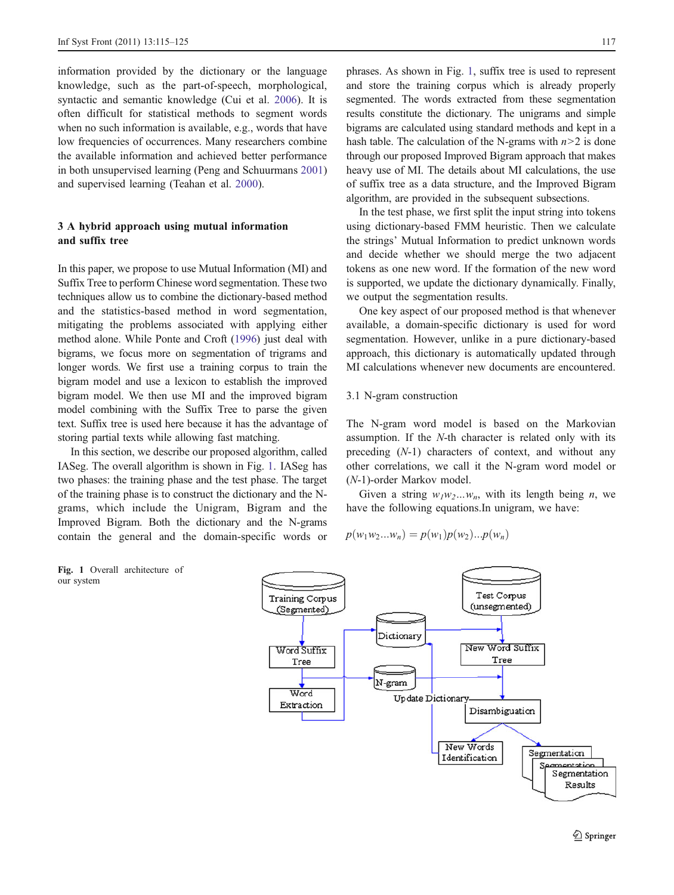information provided by the dictionary or the language knowledge, such as the part-of-speech, morphological, syntactic and semantic knowledge (Cui et al. 2006). It is often difficult for statistical methods to segment words when no such information is available, e.g., words that have low frequencies of occurrences. Many researchers combine the available information and achieved better performance in both unsupervised learning (Peng and Schuurmans 2001) and supervised learning (Teahan et al. 2000).

## 3 A hybrid approach using mutual information and suffix tree

In this paper, we propose to use Mutual Information (MI) and Suffix Tree to perform Chinese word segmentation. These two techniques allow us to combine the dictionary-based method and the statistics-based method in word segmentation, mitigating the problems associated with applying either method alone. While Ponte and Croft (1996) just deal with bigrams, we focus more on segmentation of trigrams and longer words. We first use a training corpus to train the bigram model and use a lexicon to establish the improved bigram model. We then use MI and the improved bigram model combining with the Suffix Tree to parse the given text. Suffix tree is used here because it has the advantage of storing partial texts while allowing fast matching.

In this section, we describe our proposed algorithm, called IASeg. The overall algorithm is shown in Fig. 1. IASeg has two phases: the training phase and the test phase. The target of the training phase is to construct the dictionary and the N-grams, which include the Unigram, Bigram and the Improved Bigram. Both the dictionary and the N-grams contain the general and the domain-specific words or phrases. As shown in Fig. 1, suffix tree is used to represent and store the training corpus which is already properly segmented. The words extracted from these segmentation results constitute the dictionary. The unigrams and simple bigrams are calculated using standard methods and kept in a hash table. The calculation of the N-grams with $n>2$ is done through our proposed Improved Bigram approach that makes heavy use of MI. The details about MI calculations, the use of suffix tree as a data structure, and the Improved Bigram algorithm, are provided in the subsequent subsections.

In the test phase, we first split the input string into tokens using dictionary-based FMM heuristic. Then we calculate the strings' Mutual Information to predict unknown words and decide whether we should merge the two adjacent tokens as one new word. If the formation of the new word is supported, we update the dictionary dynamically. Finally, we output the segmentation results.

One key aspect of our proposed method is that whenever available, a domain-specific dictionary is used for word segmentation. However, unlike in a pure dictionary-based approach, this dictionary is automatically updated through MI calculations whenever new documents are encountered.

### 3.1 N-gram construction

The N-gram word model is based on the Markovian assumption. If the *N*-th character is related only with its preceding (*N*-1) characters of context, and without any other correlations, we call it the N-gram word model or (*N*-1)-order Markov model.

Given a string $w_1w_2...w_n$, with its length being $n$, we have the following equations.In unigram, we have:

$$p(w_1w_2...w_n) = p(w_1)p(w_2)...p(w_n)$$

**Fig. 1** Overall architecture of our system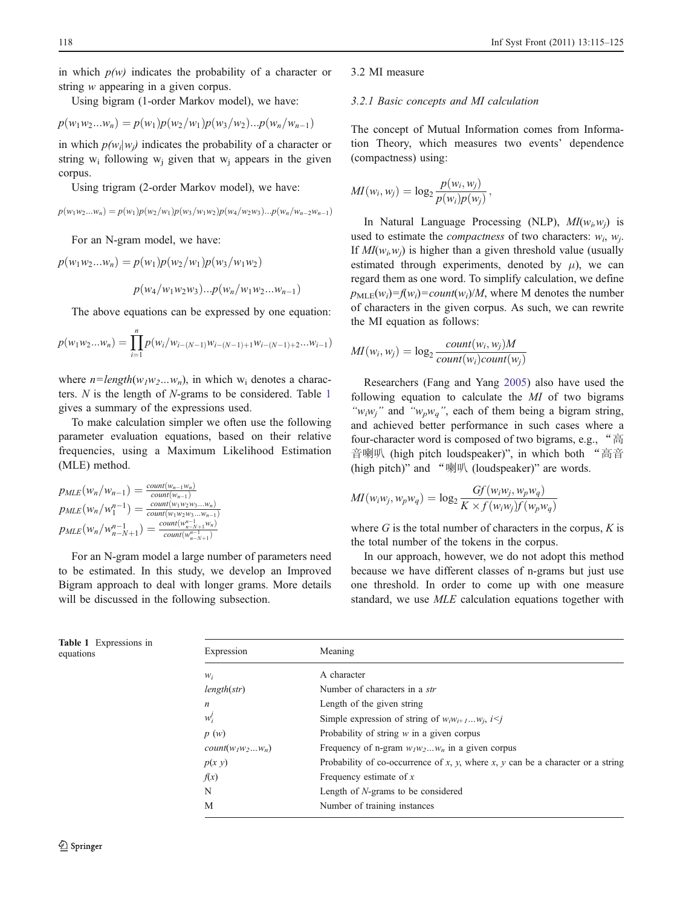in which $p(w)$ indicates the probability of a character or string $w$ appearing in a given corpus.

Using bigram (1-order Markov model), we have:

$$p(w_1w_2...w_n) = p(w_1)p(w_2/w_1)p(w_3/w_2)...p(w_n/w_{n-1})$$

in which $p(w_i|w_j)$ indicates the probability of a character or string $w_i$ following $w_j$ given that $w_j$ appears in the given corpus.

Using trigram (2-order Markov model), we have:

$$p(w_1w_2...w_n) = p(w_1)p(w_2/w_1)p(w_3/w_1w_2)p(w_4/w_2w_3)...p(w_n/w_{n-2}w_{n-1})$$

For an N-gram model, we have:

$$p(w_1w_2...w_n) = p(w_1)p(w_2/w_1)p(w_3/w_1w_2)$$
$$p(w_4/w_1w_2w_3)...p(w_n/w_1w_2...w_{n-1})$$

The above equations can be expressed by one equation:

$$p(w_1w_2...w_n) = \prod_{i=1}^{n} p(w_i/w_{i-(N-1)}w_{i-(N-1)+1}w_{i-(N-1)+2}...w_{i-1})$$

where $n=length(w_1w_2...w_n)$, in which $w_i$ denotes a characters. $N$ is the length of $N$-grams to be considered. Table 1 gives a summary of the expressions used.

To make calculation simpler we often use the following parameter evaluation equations, based on their relative frequencies, using a Maximum Likelihood Estimation (MLE) method.

$$p_{MLE}(w_n/w_{n-1}) = \frac{count(w_{n-1}w_n)}{count(w_{n-1})}$$
$$p_{MLE}(w_n/w_1^{n-1}) = \frac{count(w_1w_2w_3...w_n)}{count(w_1w_2w_3...w_{n-1})}$$
$$p_{MLE}(w_n/w_{n-N+1}^{n-1}) = \frac{count(w_{n-N+1}^{n-1}w_n)}{count(w_{n-N+1}^{n-1})}$$

For an N-gram model a large number of parameters need to be estimated. In this study, we develop an Improved Bigram approach to deal with longer grams. More details will be discussed in the following subsection.

### 3.2 MI measure

#### 3.2.1 Basic concepts and MI calculation

The concept of Mutual Information comes from Information Theory, which measures two events' dependence (compactness) using:

$$MI(w_i, w_j) = \log_2 \frac{p(w_i, w_j)}{p(w_i)p(w_j)},$$

In Natural Language Processing (NLP), $MI(w_i,w_j)$ is used to estimate the *compactness* of two characters: $w_i$, $w_j$. If $MI(w_i,w_j)$ is higher than a given threshold value (usually estimated through experiments, denoted by $\mu$), we can regard them as one word. To simplify calculation, we define $p_{\mathrm{MLE}}(w_i)=f(w_i)=count(w_i)/M$, where M denotes the number of characters in the given corpus. As such, we can rewrite the MI equation as follows:

$$MI(w_i, w_j) = \log_2 \frac{count(w_i, w_j)M}{count(w_i)count(w_j)}$$

Researchers (Fang and Yang 2005) also have used the following equation to calculate the $MI$ of two bigrams *"$w_iw_j$"* and *"$w_pw_q$"*, each of them being a bigram string, and achieved better performance in such cases where a four-character word is composed of two bigrams, e.g., "高音喇叭 (high pitch loudspeaker)", in which both "高音 (high pitch)" and "喇叭 (loudspeaker)" are words.

$$MI(w_iw_j, w_pw_q) = \log_2 \frac{Gf(w_iw_j, w_pw_q)}{K \times f(w_iw_j)f(w_pw_q)}$$

where $G$ is the total number of characters in the corpus, $K$ is the total number of the tokens in the corpus.

In our approach, however, we do not adopt this method because we have different classes of n-grams but just use one threshold. In order to come up with one measure standard, we use *MLE* calculation equations together with

**Table 1** Expressions in equations

| Expression | Meaning |
|---|---|
| $w_i$ | A character |
| $length(str)$ | Number of characters in a *str* |
| $n$ | Length of the given string |
| $w_i^j$ | Simple expression of string of $w_iw_{i+1}...w_j$, $i<j$ |
| $p(w)$ | Probability of string $w$ in a given corpus |
| $count(w_1w_2...w_n)$ | Frequency of n-gram $w_1w_2...w_n$ in a given corpus |
| $p(x\ y)$ | Probability of co-occurrence of $x$, $y$, where $x$, $y$ can be a character or a string |
| $f(x)$ | Frequency estimate of $x$ |
| N | Length of $N$-grams to be considered |
| M | Number of training instances |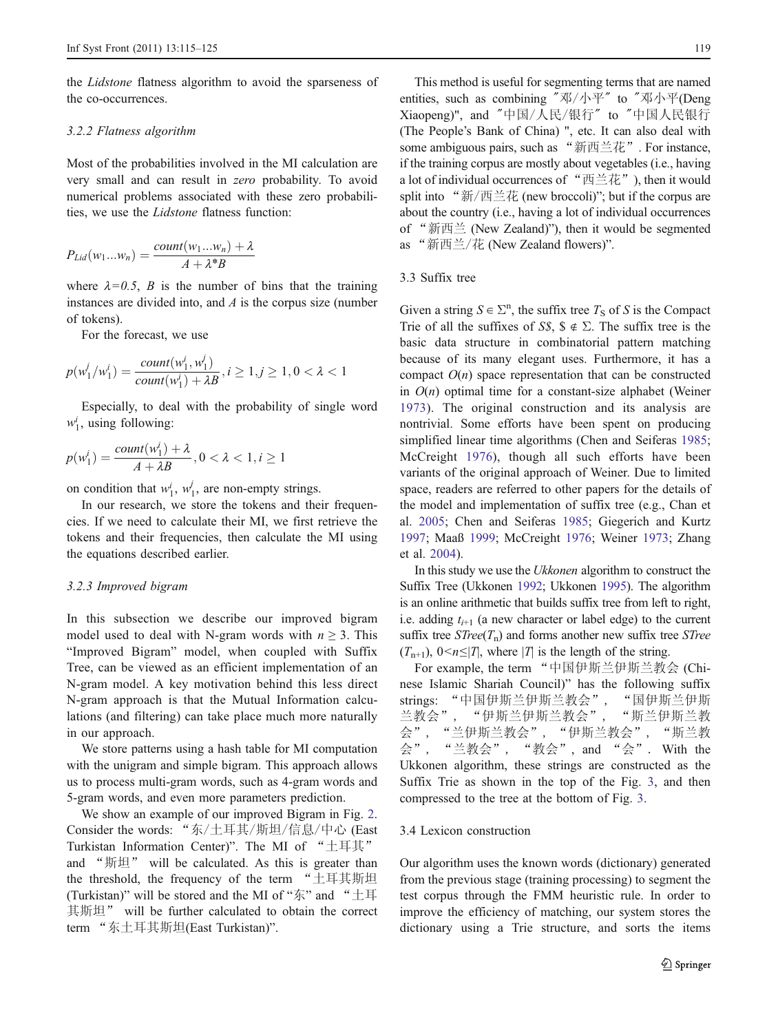the *Lidstone* flatness algorithm to avoid the sparseness of the co-occurrences.

#### 3.2.2 Flatness algorithm

Most of the probabilities involved in the MI calculation are very small and can result in *zero* probability. To avoid numerical problems associated with these zero probabilities, we use the *Lidstone* flatness function:

$$P_{Lid}(w_1...w_n) = \frac{count(w_1...w_n) + \lambda}{A + \lambda^* B}$$

where $\lambda=0.5$, $B$ is the number of bins that the training instances are divided into, and $A$ is the corpus size (number of tokens).

For the forecast, we use

$$p(w_1^j/w_1^i) = \frac{count(w_1^i, w_1^j)}{count(w_1^i) + \lambda B}, i \geq 1, j \geq 1, 0 < \lambda < 1$$

Especially, to deal with the probability of single word $w_1^i$, using following:

$$p(w_1^i) = \frac{count(w_1^i) + \lambda}{A + \lambda B}, 0 < \lambda < 1, i \geq 1$$

on condition that $w_1^i$, $w_1^j$, are non-empty strings.

In our research, we store the tokens and their frequencies. If we need to calculate their MI, we first retrieve the tokens and their frequencies, then calculate the MI using the equations described earlier.

#### 3.2.3 Improved bigram

In this subsection we describe our improved bigram model used to deal with N-gram words with $n \geq 3$. This "Improved Bigram" model, when coupled with Suffix Tree, can be viewed as an efficient implementation of an N-gram model. A key motivation behind this less direct N-gram approach is that the Mutual Information calculations (and filtering) can take place much more naturally in our approach.

We store patterns using a hash table for MI computation with the unigram and simple bigram. This approach allows us to process multi-gram words, such as 4-gram words and 5-gram words, and even more parameters prediction.

We show an example of our improved Bigram in Fig. 2. Consider the words: "东/土耳其/斯坦/信息/中心 (East Turkistan Information Center)". The MI of "土耳其" and "斯坦" will be calculated. As this is greater than the threshold, the frequency of the term "土耳其斯坦 (Turkistan)" will be stored and the MI of "东" and "土耳其斯坦" will be further calculated to obtain the correct term "东土耳其斯坦(East Turkistan)".

This method is useful for segmenting terms that are named entities, such as combining ″邓/小平″ to ″邓小平(Deng Xiaopeng)", and ″中国/人民/银行″ to ″中国人民银行 (The People's Bank of China) ", etc. It can also deal with some ambiguous pairs, such as "新西兰花". For instance, if the training corpus are mostly about vegetables (i.e., having a lot of individual occurrences of "西兰花"), then it would split into "新/西兰花 (new broccoli)"; but if the corpus are about the country (i.e., having a lot of individual occurrences of "新西兰 (New Zealand)"), then it would be segmented as "新西兰/花 (New Zealand flowers)".

### 3.3 Suffix tree

Given a string $S \in \Sigma^n$, the suffix tree $T_S$ of $S$ is the Compact Trie of all the suffixes of $S\$$, $\$ \notin \Sigma$. The suffix tree is the basic data structure in combinatorial pattern matching because of its many elegant uses. Furthermore, it has a compact $O(n)$ space representation that can be constructed in $O(n)$ optimal time for a constant-size alphabet (Weiner 1973). The original construction and its analysis are nontrivial. Some efforts have been spent on producing simplified linear time algorithms (Chen and Seiferas 1985; McCreight 1976), though all such efforts have been variants of the original approach of Weiner. Due to limited space, readers are referred to other papers for the details of the model and implementation of suffix tree (e.g., Chan et al. 2005; Chen and Seiferas 1985; Giegerich and Kurtz 1997; Maaß 1999; McCreight 1976; Weiner 1973; Zhang et al. 2004).

In this study we use the *Ukkonen* algorithm to construct the Suffix Tree (Ukkonen 1992; Ukkonen 1995). The algorithm is an online arithmetic that builds suffix tree from left to right, i.e. adding $t_{i+1}$ (a new character or label edge) to the current suffix tree $STree(T_n)$ and forms another new suffix tree $STree(T_{n+1})$, $0<n\leq|T|$, where $|T|$ is the length of the string.

For example, the term "中国伊斯兰伊斯兰教会 (Chinese Islamic Shariah Council)" has the following suffix strings: "中国伊斯兰伊斯兰教会", "国伊斯兰伊斯兰教会", "伊斯兰伊斯兰教会", "斯兰伊斯兰教会", "兰伊斯兰教会", "伊斯兰教会", "斯兰教会", "兰教会", "教会", and "会". With the Ukkonen algorithm, these strings are constructed as the Suffix Trie as shown in the top of the Fig. 3, and then compressed to the tree at the bottom of Fig. 3.

### 3.4 Lexicon construction

Our algorithm uses the known words (dictionary) generated from the previous stage (training processing) to segment the test corpus through the FMM heuristic rule. In order to improve the efficiency of matching, our system stores the dictionary using a Trie structure, and sorts the items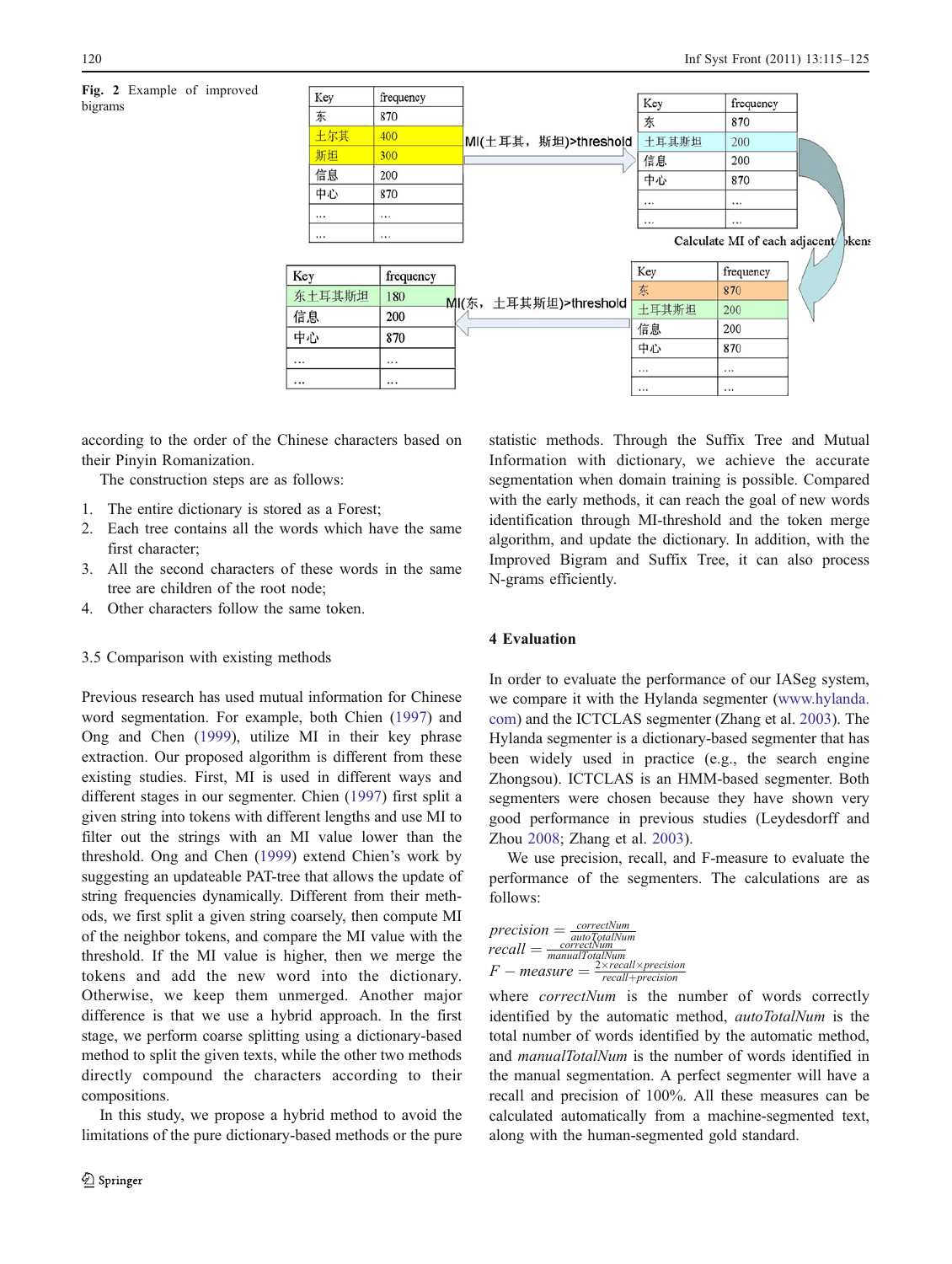**Fig. 2** Example of improved bigrams

| Key | frequency |
| --- | --- |
| 东 | 870 |
| 土尔其 | 400 |
| 斯坦 | 300 |
| 信息 | 200 |
| 中心 | 870 |
| … | … |
| … | … |

MI(土耳其，斯坦)>threshold

| Key | frequency |
| --- | --- |
| 东 | 870 |
| 土耳其斯坦 | 200 |
| 信息 | 200 |
| 中心 | 870 |
| … | … |
| … | … |

Calculate MI of each adjacent tokens

| Key | frequency |
| --- | --- |
| 东 | 870 |
| 土耳其斯坦 | 200 |
| 信息 | 200 |
| 中心 | 870 |
| … | … |
| … | … |

MI(东，土耳其斯坦)>threshold

| Key | frequency |
| --- | --- |
| 东土耳其斯坦 | 180 |
| 信息 | 200 |
| 中心 | 870 |
| … | … |
| … | … |

according to the order of the Chinese characters based on their Pinyin Romanization.

The construction steps are as follows:

1. The entire dictionary is stored as a Forest;
2. Each tree contains all the words which have the same first character;
3. All the second characters of these words in the same tree are children of the root node;
4. Other characters follow the same token.

### 3.5 Comparison with existing methods

Previous research has used mutual information for Chinese word segmentation. For example, both Chien (1997) and Ong and Chen (1999), utilize MI in their key phrase extraction. Our proposed algorithm is different from these existing studies. First, MI is used in different ways and different stages in our segmenter. Chien (1997) first split a given string into tokens with different lengths and use MI to filter out the strings with an MI value lower than the threshold. Ong and Chen (1999) extend Chien's work by suggesting an updateable PAT-tree that allows the update of string frequencies dynamically. Different from their methods, we first split a given string coarsely, then compute MI of the neighbor tokens, and compare the MI value with the threshold. If the MI value is higher, then we merge the tokens and add the new word into the dictionary. Otherwise, we keep them unmerged. Another major difference is that we use a hybrid approach. In the first stage, we perform coarse splitting using a dictionary-based method to split the given texts, while the other two methods directly compound the characters according to their compositions.

In this study, we propose a hybrid method to avoid the limitations of the pure dictionary-based methods or the pure statistic methods. Through the Suffix Tree and Mutual Information with dictionary, we achieve the accurate segmentation when domain training is possible. Compared with the early methods, it can reach the goal of new words identification through MI-threshold and the token merge algorithm, and update the dictionary. In addition, with the Improved Bigram and Suffix Tree, it can also process N-grams efficiently.

## 4 Evaluation

In order to evaluate the performance of our IASeg system, we compare it with the Hylanda segmenter (www.hylanda.com) and the ICTCLAS segmenter (Zhang et al. 2003). The Hylanda segmenter is a dictionary-based segmenter that has been widely used in practice (e.g., the search engine Zhongsou). ICTCLAS is an HMM-based segmenter. Both segmenters were chosen because they have shown very good performance in previous studies (Leydesdorff and Zhou 2008; Zhang et al. 2003).

We use precision, recall, and F-measure to evaluate the performance of the segmenters. The calculations are as follows:

$$precision = \frac{correctNum}{autoTotalNum}$$
$$recall = \frac{correctNum}{manualTotalNum}$$
$$F - measure = \frac{2 \times recall \times precision}{recall + precision}$$

where *correctNum* is the number of words correctly identified by the automatic method, *autoTotalNum* is the total number of words identified by the automatic method, and *manualTotalNum* is the number of words identified in the manual segmentation. A perfect segmenter will have a recall and precision of 100%. All these measures can be calculated automatically from a machine-segmented text, along with the human-segmented gold standard.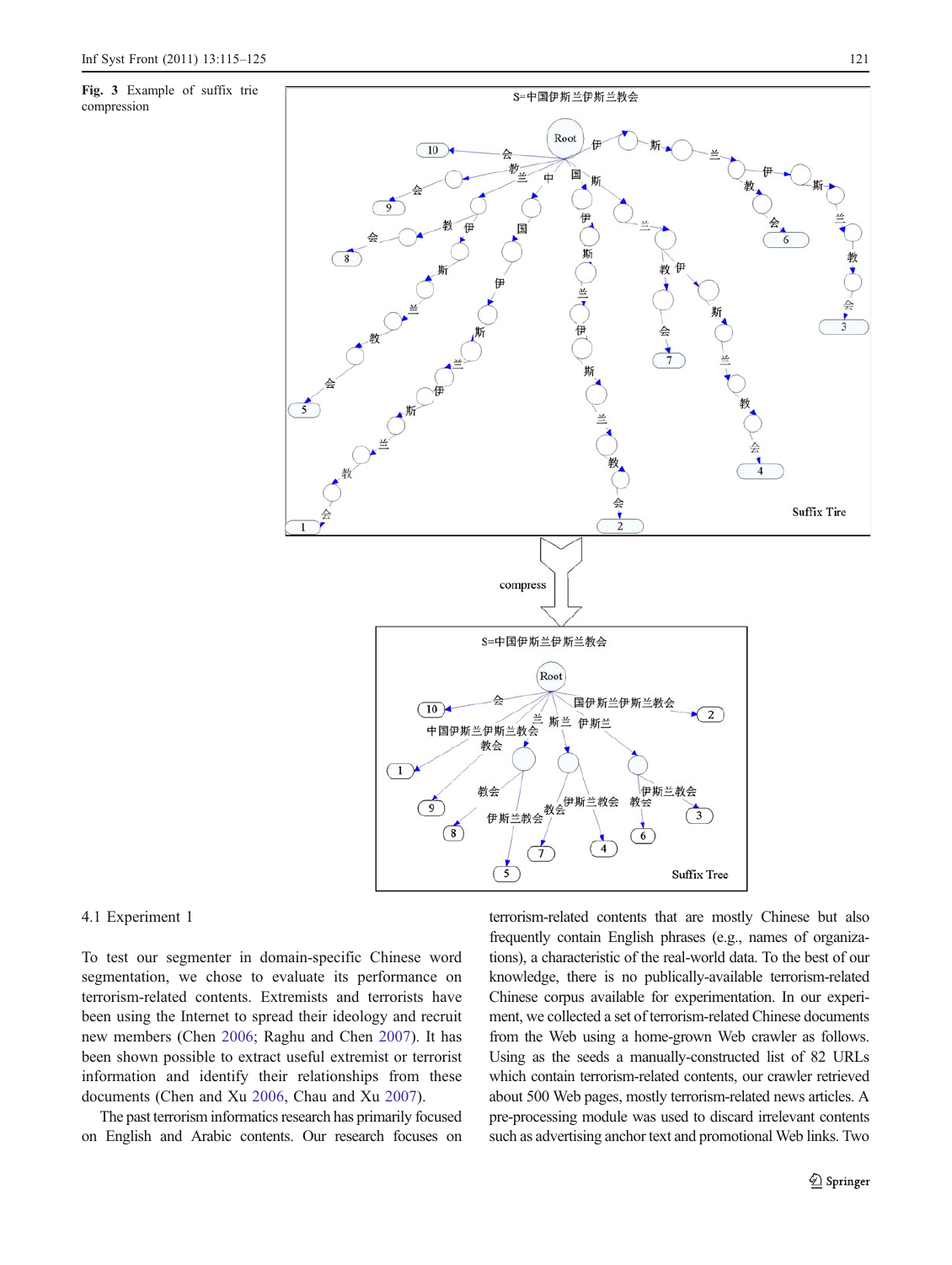**Fig. 3** Example of suffix trie compression

### 4.1 Experiment 1

To test our segmenter in domain-specific Chinese word segmentation, we chose to evaluate its performance on terrorism-related contents. Extremists and terrorists have been using the Internet to spread their ideology and recruit new members (Chen 2006; Raghu and Chen 2007). It has been shown possible to extract useful extremist or terrorist information and identify their relationships from these documents (Chen and Xu 2006, Chau and Xu 2007).

The past terrorism informatics research has primarily focused on English and Arabic contents. Our research focuses on terrorism-related contents that are mostly Chinese but also frequently contain English phrases (e.g., names of organizations), a characteristic of the real-world data. To the best of our knowledge, there is no publically-available terrorism-related Chinese corpus available for experimentation. In our experiment, we collected a set of terrorism-related Chinese documents from the Web using a home-grown Web crawler as follows. Using as the seeds a manually-constructed list of 82 URLs which contain terrorism-related contents, our crawler retrieved about 500 Web pages, mostly terrorism-related news articles. A pre-processing module was used to discard irrelevant contents such as advertising anchor text and promotional Web links. Two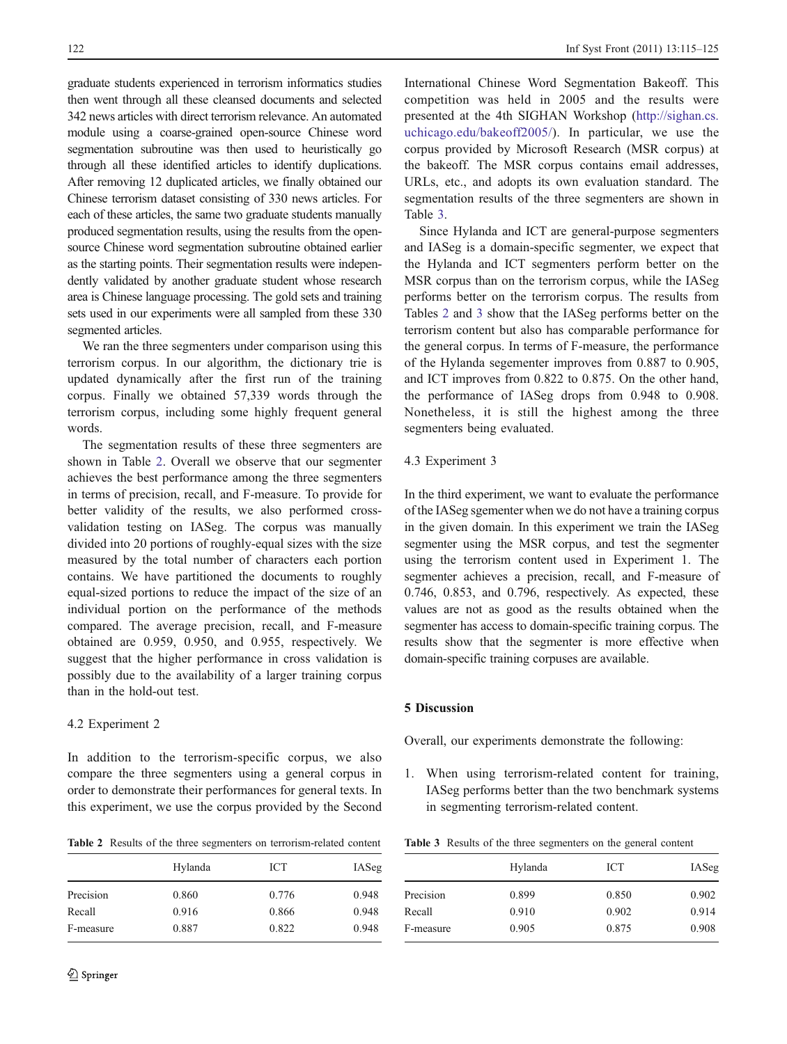graduate students experienced in terrorism informatics studies then went through all these cleansed documents and selected 342 news articles with direct terrorism relevance. An automated module using a coarse-grained open-source Chinese word segmentation subroutine was then used to heuristically go through all these identified articles to identify duplications. After removing 12 duplicated articles, we finally obtained our Chinese terrorism dataset consisting of 330 news articles. For each of these articles, the same two graduate students manually produced segmentation results, using the results from the open-source Chinese word segmentation subroutine obtained earlier as the starting points. Their segmentation results were independently validated by another graduate student whose research area is Chinese language processing. The gold sets and training sets used in our experiments were all sampled from these 330 segmented articles.

We ran the three segmenters under comparison using this terrorism corpus. In our algorithm, the dictionary trie is updated dynamically after the first run of the training corpus. Finally we obtained 57,339 words through the terrorism corpus, including some highly frequent general words.

The segmentation results of these three segmenters are shown in Table 2. Overall we observe that our segmenter achieves the best performance among the three segmenters in terms of precision, recall, and F-measure. To provide for better validity of the results, we also performed cross-validation testing on IASeg. The corpus was manually divided into 20 portions of roughly-equal sizes with the size measured by the total number of characters each portion contains. We have partitioned the documents to roughly equal-sized portions to reduce the impact of the size of an individual portion on the performance of the methods compared. The average precision, recall, and F-measure obtained are 0.959, 0.950, and 0.955, respectively. We suggest that the higher performance in cross validation is possibly due to the availability of a larger training corpus than in the hold-out test.

### 4.2 Experiment 2

In addition to the terrorism-specific corpus, we also compare the three segmenters using a general corpus in order to demonstrate their performances for general texts. In this experiment, we use the corpus provided by the Second International Chinese Word Segmentation Bakeoff. This competition was held in 2005 and the results were presented at the 4th SIGHAN Workshop (http://sighan.cs.uchicago.edu/bakeoff2005/). In particular, we use the corpus provided by Microsoft Research (MSR corpus) at the bakeoff. The MSR corpus contains email addresses, URLs, etc., and adopts its own evaluation standard. The segmentation results of the three segmenters are shown in Table 3.

Since Hylanda and ICT are general-purpose segmenters and IASeg is a domain-specific segmenter, we expect that the Hylanda and ICT segmenters perform better on the MSR corpus than on the terrorism corpus, while the IASeg performs better on the terrorism corpus. The results from Tables 2 and 3 show that the IASeg performs better on the terrorism content but also has comparable performance for the general corpus. In terms of F-measure, the performance of the Hylanda segementer improves from 0.887 to 0.905, and ICT improves from 0.822 to 0.875. On the other hand, the performance of IASeg drops from 0.948 to 0.908. Nonetheless, it is still the highest among the three segmenters being evaluated.

Table 2 Results of the three segmenters on terrorism-related content

| | Hylanda | ICT | IASeg |
|---|---|---|---|
| Precision | 0.860 | 0.776 | 0.948 |
| Recall | 0.916 | 0.866 | 0.948 |
| F-measure | 0.887 | 0.822 | 0.948 |

### 4.3 Experiment 3

In the third experiment, we want to evaluate the performance of the IASeg sgementer when we do not have a training corpus in the given domain. In this experiment we train the IASeg segmenter using the MSR corpus, and test the segmenter using the terrorism content used in Experiment 1. The segmenter achieves a precision, recall, and F-measure of 0.746, 0.853, and 0.796, respectively. As expected, these values are not as good as the results obtained when the segmenter has access to domain-specific training corpus. The results show that the segmenter is more effective when domain-specific training corpuses are available.

## 5 Discussion

Overall, our experiments demonstrate the following:

1. When using terrorism-related content for training, IASeg performs better than the two benchmark systems in segmenting terrorism-related content.

Table 3 Results of the three segmenters on the general content

| | Hylanda | ICT | IASeg |
|---|---|---|---|
| Precision | 0.899 | 0.850 | 0.902 |
| Recall | 0.910 | 0.902 | 0.914 |
| F-measure | 0.905 | 0.875 | 0.908 |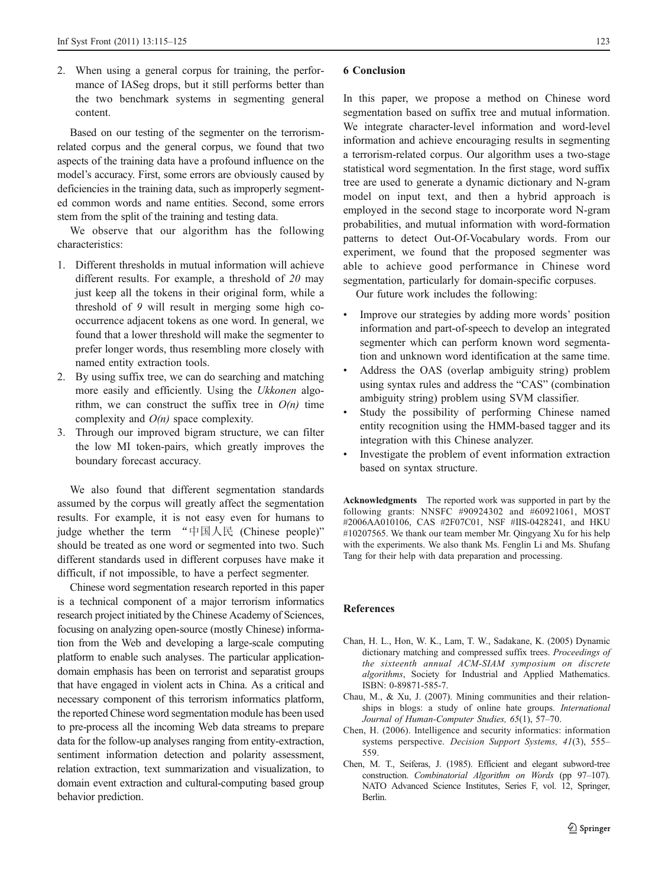2. When using a general corpus for training, the performance of IASeg drops, but it still performs better than the two benchmark systems in segmenting general content.

Based on our testing of the segmenter on the terrorism-related corpus and the general corpus, we found that two aspects of the training data have a profound influence on the model's accuracy. First, some errors are obviously caused by deficiencies in the training data, such as improperly segmented common words and name entities. Second, some errors stem from the split of the training and testing data.

We observe that our algorithm has the following characteristics:

1. Different thresholds in mutual information will achieve different results. For example, a threshold of *20* may just keep all the tokens in their original form, while a threshold of *9* will result in merging some high co-occurrence adjacent tokens as one word. In general, we found that a lower threshold will make the segmenter to prefer longer words, thus resembling more closely with named entity extraction tools.
2. By using suffix tree, we can do searching and matching more easily and efficiently. Using the *Ukkonen* algorithm, we can construct the suffix tree in *O(n)* time complexity and *O(n)* space complexity.
3. Through our improved bigram structure, we can filter the low MI token-pairs, which greatly improves the boundary forecast accuracy.

We also found that different segmentation standards assumed by the corpus will greatly affect the segmentation results. For example, it is not easy even for humans to judge whether the term "中国人民 (Chinese people)" should be treated as one word or segmented into two. Such different standards used in different corpuses have make it difficult, if not impossible, to have a perfect segmenter.

Chinese word segmentation research reported in this paper is a technical component of a major terrorism informatics research project initiated by the Chinese Academy of Sciences, focusing on analyzing open-source (mostly Chinese) information from the Web and developing a large-scale computing platform to enable such analyses. The particular application-domain emphasis has been on terrorist and separatist groups that have engaged in violent acts in China. As a critical and necessary component of this terrorism informatics platform, the reported Chinese word segmentation module has been used to pre-process all the incoming Web data streams to prepare data for the follow-up analyses ranging from entity-extraction, sentiment information detection and polarity assessment, relation extraction, text summarization and visualization, to domain event extraction and cultural-computing based group behavior prediction.

## 6 Conclusion

In this paper, we propose a method on Chinese word segmentation based on suffix tree and mutual information. We integrate character-level information and word-level information and achieve encouraging results in segmenting a terrorism-related corpus. Our algorithm uses a two-stage statistical word segmentation. In the first stage, word suffix tree are used to generate a dynamic dictionary and N-gram model on input text, and then a hybrid approach is employed in the second stage to incorporate word N-gram probabilities, and mutual information with word-formation patterns to detect Out-Of-Vocabulary words. From our experiment, we found that the proposed segmenter was able to achieve good performance in Chinese word segmentation, particularly for domain-specific corpuses.

Our future work includes the following:

- Improve our strategies by adding more words' position information and part-of-speech to develop an integrated segmenter which can perform known word segmentation and unknown word identification at the same time.
- Address the OAS (overlap ambiguity string) problem using syntax rules and address the "CAS" (combination ambiguity string) problem using SVM classifier.
- Study the possibility of performing Chinese named entity recognition using the HMM-based tagger and its integration with this Chinese analyzer.
- Investigate the problem of event information extraction based on syntax structure.

**Acknowledgments** The reported work was supported in part by the following grants: NNSFC #90924302 and #60921061, MOST #2006AA010106, CAS #2F07C01, NSF #IIS-0428241, and HKU #10207565. We thank our team member Mr. Qingyang Xu for his help with the experiments. We also thank Ms. Fenglin Li and Ms. Shufang Tang for their help with data preparation and processing.

## References

Chan, H. L., Hon, W. K., Lam, T. W., Sadakane, K. (2005) Dynamic dictionary matching and compressed suffix trees. *Proceedings of the sixteenth annual ACM-SIAM symposium on discrete algorithms*, Society for Industrial and Applied Mathematics. ISBN: 0-89871-585-7.

Chau, M., & Xu, J. (2007). Mining communities and their relationships in blogs: a study of online hate groups. *International Journal of Human-Computer Studies, 65*(1), 57–70.

Chen, H. (2006). Intelligence and security informatics: information systems perspective. *Decision Support Systems, 41*(3), 555–559.

Chen, M. T., Seiferas, J. (1985). Efficient and elegant subword-tree construction. *Combinatorial Algorithm on Words* (pp 97–107). NATO Advanced Science Institutes, Series F, vol. 12, Springer, Berlin.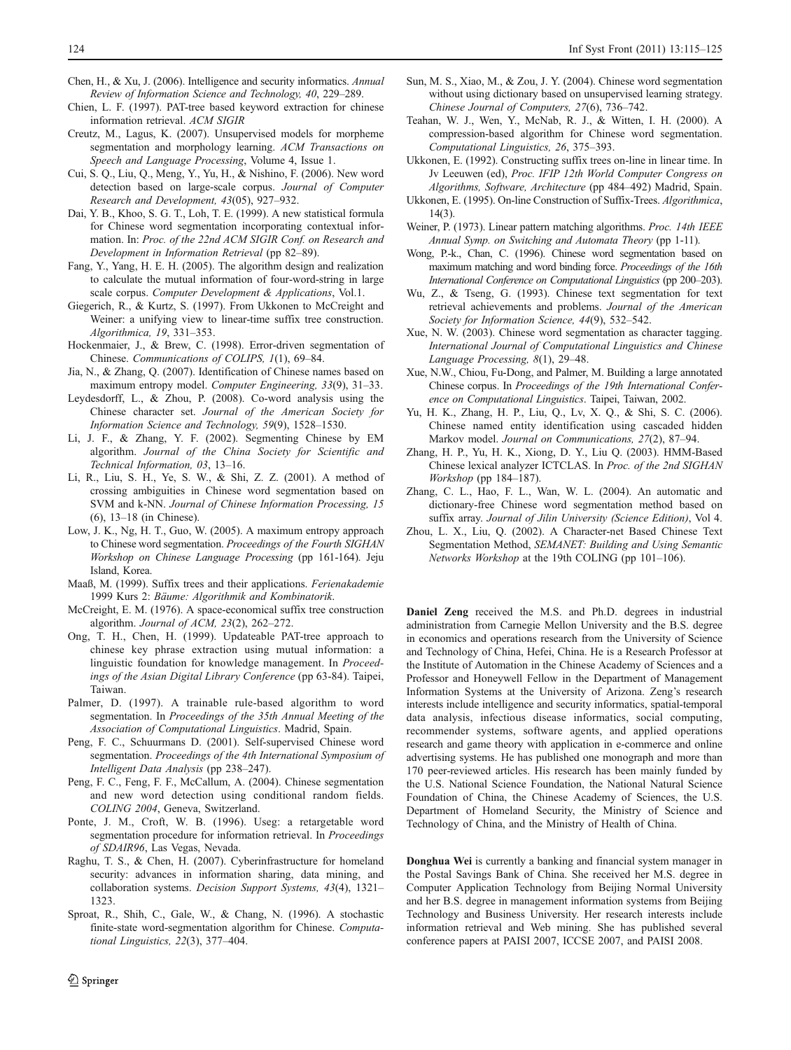Chen, H., & Xu, J. (2006). Intelligence and security informatics. *Annual Review of Information Science and Technology, 40*, 229–289.

Chien, L. F. (1997). PAT-tree based keyword extraction for chinese information retrieval. *ACM SIGIR*

Creutz, M., Lagus, K. (2007). Unsupervised models for morpheme segmentation and morphology learning. *ACM Transactions on Speech and Language Processing*, Volume 4, Issue 1.

Cui, S. Q., Liu, Q., Meng, Y., Yu, H., & Nishino, F. (2006). New word detection based on large-scale corpus. *Journal of Computer Research and Development, 43*(05), 927–932.

Dai, Y. B., Khoo, S. G. T., Loh, T. E. (1999). A new statistical formula for Chinese word segmentation incorporating contextual information. In: *Proc. of the 22nd ACM SIGIR Conf. on Research and Development in Information Retrieval* (pp 82–89).

Fang, Y., Yang, H. E. H. (2005). The algorithm design and realization to calculate the mutual information of four-word-string in large scale corpus. *Computer Development & Applications*, Vol.1.

Giegerich, R., & Kurtz, S. (1997). From Ukkonen to McCreight and Weiner: a unifying view to linear-time suffix tree construction. *Algorithmica, 19*, 331–353.

Hockenmaier, J., & Brew, C. (1998). Error-driven segmentation of Chinese. *Communications of COLIPS, 1*(1), 69–84.

Jia, N., & Zhang, Q. (2007). Identification of Chinese names based on maximum entropy model. *Computer Engineering, 33*(9), 31–33.

Leydesdorff, L., & Zhou, P. (2008). Co-word analysis using the Chinese character set. *Journal of the American Society for Information Science and Technology, 59*(9), 1528–1530.

Li, J. F., & Zhang, Y. F. (2002). Segmenting Chinese by EM algorithm. *Journal of the China Society for Scientific and Technical Information, 03*, 13–16.

Li, R., Liu, S. H., Ye, S. W., & Shi, Z. Z. (2001). A method of crossing ambiguities in Chinese word segmentation based on SVM and k-NN. *Journal of Chinese Information Processing, 15* (6), 13–18 (in Chinese).

Low, J. K., Ng, H. T., Guo, W. (2005). A maximum entropy approach to Chinese word segmentation. *Proceedings of the Fourth SIGHAN Workshop on Chinese Language Processing* (pp 161-164). Jeju Island, Korea.

Maaß, M. (1999). Suffix trees and their applications. *Ferienakademie* 1999 Kurs 2: *Bäume: Algorithmik and Kombinatorik*.

McCreight, E. M. (1976). A space-economical suffix tree construction algorithm. *Journal of ACM, 23*(2), 262–272.

Ong, T. H., Chen, H. (1999). Updateable PAT-tree approach to chinese key phrase extraction using mutual information: a linguistic foundation for knowledge management. In *Proceedings of the Asian Digital Library Conference* (pp 63-84). Taipei, Taiwan.

Palmer, D. (1997). A trainable rule-based algorithm to word segmentation. In *Proceedings of the 35th Annual Meeting of the Association of Computational Linguistics*. Madrid, Spain.

Peng, F. C., Schuurmans D. (2001). Self-supervised Chinese word segmentation. *Proceedings of the 4th International Symposium of Intelligent Data Analysis* (pp 238–247).

Peng, F. C., Feng, F. F., McCallum, A. (2004). Chinese segmentation and new word detection using conditional random fields. *COLING 2004*, Geneva, Switzerland.

Ponte, J. M., Croft, W. B. (1996). Useg: a retargetable word segmentation procedure for information retrieval. In *Proceedings of SDAIR96*, Las Vegas, Nevada.

Raghu, T. S., & Chen, H. (2007). Cyberinfrastructure for homeland security: advances in information sharing, data mining, and collaboration systems. *Decision Support Systems, 43*(4), 1321–1323.

Sproat, R., Shih, C., Gale, W., & Chang, N. (1996). A stochastic finite-state word-segmentation algorithm for Chinese. *Computational Linguistics, 22*(3), 377–404.

Sun, M. S., Xiao, M., & Zou, J. Y. (2004). Chinese word segmentation without using dictionary based on unsupervised learning strategy. *Chinese Journal of Computers, 27*(6), 736–742.

Teahan, W. J., Wen, Y., McNab, R. J., & Witten, I. H. (2000). A compression-based algorithm for Chinese word segmentation. *Computational Linguistics, 26*, 375–393.

Ukkonen, E. (1992). Constructing suffix trees on-line in linear time. In Jv Leeuwen (ed), *Proc. IFIP 12th World Computer Congress on Algorithms, Software, Architecture* (pp 484–492) Madrid, Spain.

Ukkonen, E. (1995). On-line Construction of Suffix-Trees. *Algorithmica*, 14(3).

Weiner, P. (1973). Linear pattern matching algorithms. *Proc. 14th IEEE Annual Symp. on Switching and Automata Theory* (pp 1-11).

Wong, P.-k., Chan, C. (1996). Chinese word segmentation based on maximum matching and word binding force. *Proceedings of the 16th International Conference on Computational Linguistics* (pp 200–203).

Wu, Z., & Tseng, G. (1993). Chinese text segmentation for text retrieval achievements and problems. *Journal of the American Society for Information Science, 44*(9), 532–542.

Xue, N. W. (2003). Chinese word segmentation as character tagging. *International Journal of Computational Linguistics and Chinese Language Processing, 8*(1), 29–48.

Xue, N.W., Chiou, Fu-Dong, and Palmer, M. Building a large annotated Chinese corpus. In *Proceedings of the 19th International Conference on Computational Linguistics*. Taipei, Taiwan, 2002.

Yu, H. K., Zhang, H. P., Liu, Q., Lv, X. Q., & Shi, S. C. (2006). Chinese named entity identification using cascaded hidden Markov model. *Journal on Communications, 27*(2), 87–94.

Zhang, H. P., Yu, H. K., Xiong, D. Y., Liu Q. (2003). HMM-Based Chinese lexical analyzer ICTCLAS. In *Proc. of the 2nd SIGHAN Workshop* (pp 184–187).

Zhang, C. L., Hao, F. L., Wan, W. L. (2004). An automatic and dictionary-free Chinese word segmentation method based on suffix array. *Journal of Jilin University (Science Edition)*, Vol 4.

Zhou, L. X., Liu, Q. (2002). A Character-net Based Chinese Text Segmentation Method, *SEMANET: Building and Using Semantic Networks Workshop* at the 19th COLING (pp 101–106).

**Daniel Zeng** received the M.S. and Ph.D. degrees in industrial administration from Carnegie Mellon University and the B.S. degree in economics and operations research from the University of Science and Technology of China, Hefei, China. He is a Research Professor at the Institute of Automation in the Chinese Academy of Sciences and a Professor and Honeywell Fellow in the Department of Management Information Systems at the University of Arizona. Zeng's research interests include intelligence and security informatics, spatial-temporal data analysis, infectious disease informatics, social computing, recommender systems, software agents, and applied operations research and game theory with application in e-commerce and online advertising systems. He has published one monograph and more than 170 peer-reviewed articles. His research has been mainly funded by the U.S. National Science Foundation, the National Natural Science Foundation of China, the Chinese Academy of Sciences, the U.S. Department of Homeland Security, the Ministry of Science and Technology of China, and the Ministry of Health of China.

**Donghua Wei** is currently a banking and financial system manager in the Postal Savings Bank of China. She received her M.S. degree in Computer Application Technology from Beijing Normal University and her B.S. degree in management information systems from Beijing Technology and Business University. Her research interests include information retrieval and Web mining. She has published several conference papers at PAISI 2007, ICCSE 2007, and PAISI 2008.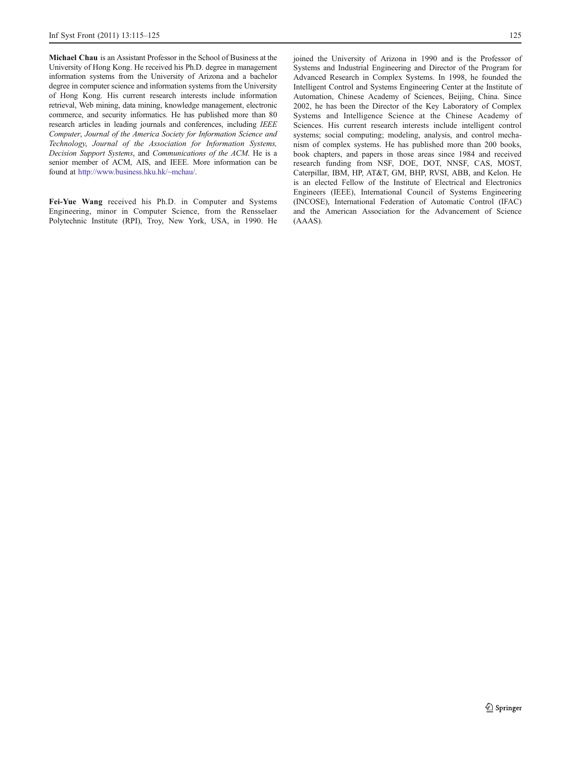**Michael Chau** is an Assistant Professor in the School of Business at the University of Hong Kong. He received his Ph.D. degree in management information systems from the University of Arizona and a bachelor degree in computer science and information systems from the University of Hong Kong. His current research interests include information retrieval, Web mining, data mining, knowledge management, electronic commerce, and security informatics. He has published more than 80 research articles in leading journals and conferences, including *IEEE Computer*, *Journal of the America Society for Information Science and Technology*, *Journal of the Association for Information Systems*, *Decision Support Systems*, and *Communications of the ACM*. He is a senior member of ACM, AIS, and IEEE. More information can be found at http://www.business.hku.hk/~mchau/.

**Fei-Yue Wang** received his Ph.D. in Computer and Systems Engineering, minor in Computer Science, from the Rensselaer Polytechnic Institute (RPI), Troy, New York, USA, in 1990. He joined the University of Arizona in 1990 and is the Professor of Systems and Industrial Engineering and Director of the Program for Advanced Research in Complex Systems. In 1998, he founded the Intelligent Control and Systems Engineering Center at the Institute of Automation, Chinese Academy of Sciences, Beijing, China. Since 2002, he has been the Director of the Key Laboratory of Complex Systems and Intelligence Science at the Chinese Academy of Sciences. His current research interests include intelligent control systems; social computing; modeling, analysis, and control mechanism of complex systems. He has published more than 200 books, book chapters, and papers in those areas since 1984 and received research funding from NSF, DOE, DOT, NNSF, CAS, MOST, Caterpillar, IBM, HP, AT&T, GM, BHP, RVSI, ABB, and Kelon. He is an elected Fellow of the Institute of Electrical and Electronics Engineers (IEEE), International Council of Systems Engineering (INCOSE), International Federation of Automatic Control (IFAC) and the American Association for the Advancement of Science (AAAS).